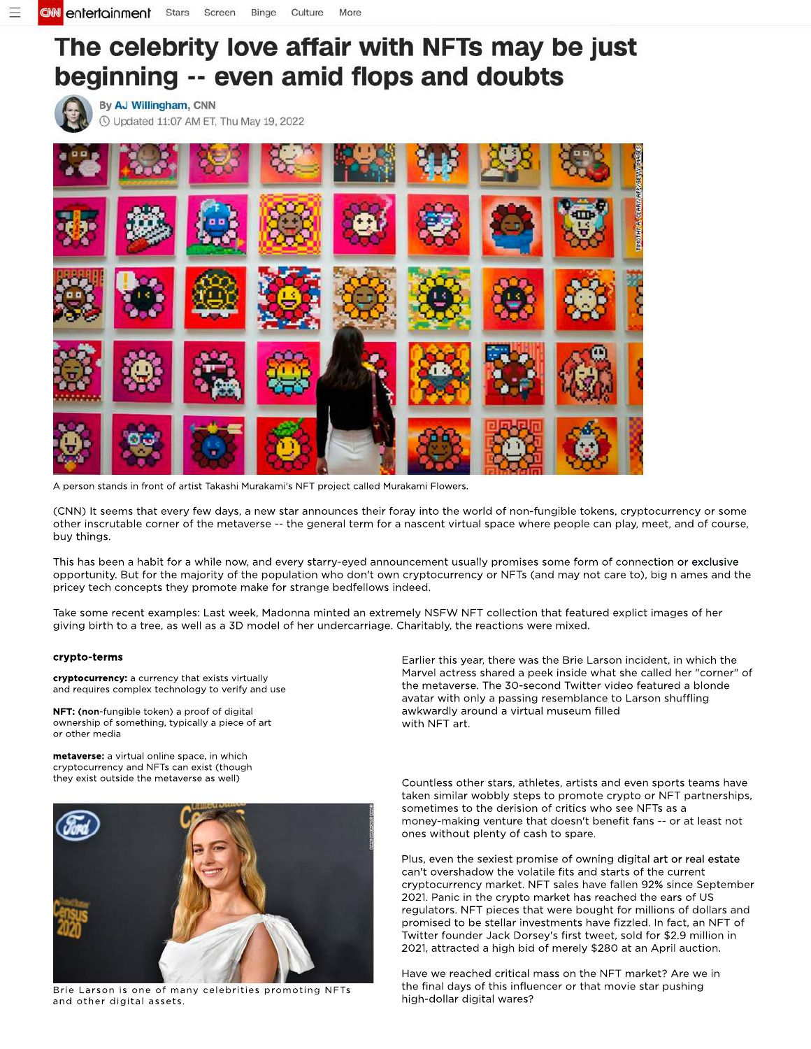# The celebrity love affair with NFTs may be just beginning -- even amid flops and doubts

By AJ Willingham, CNN

Updated 11:07 AM ET, Thu May 19, 2022

A person stands in front of artist Takashi Murakami's NFT project called Murakami Flowers.

(CNN) It seems that every few days, a new star announces their foray into the world of non-fungible tokens, cryptocurrency or some other inscrutable corner of the metaverse -- the general term for a nascent virtual space where people can play, meet, and of course, buy things.

This has been a habit for a while now, and every starry-eyed announcement usually promises some form of connection or exclusive opportunity. But for the majority of the population who don't own cryptocurrency or NFTs (and may not care to), big n ames and the pricey tech concepts they promote make for strange bedfellows indeed.

Take some recent examples: Last week, Madonna minted an extremely NSFW NFT collection that featured explict images of her giving birth to a tree, as well as a 3D model of her undercarriage. Charitably, the reactions were mixed.

**crypto-terms**

**cryptocurrency:** a currency that exists virtually and requires complex technology to verify and use

**NFT: (non**-fungible token) a proof of digital ownership of something, typically a piece of art or other media

**metaverse:** a virtual online space, in which cryptocurrency and NFTs can exist (though they exist outside the metaverse as well)

Brie Larson is one of many celebrities promoting NFTs and other digital assets.

Earlier this year, there was the Brie Larson incident, in which the Marvel actress shared a peek inside what she called her "corner" of the metaverse. The 30-second Twitter video featured a blonde avatar with only a passing resemblance to Larson shuffling awkwardly around a virtual museum filled with NFT art.

Countless other stars, athletes, artists and even sports teams have taken similar wobbly steps to promote crypto or NFT partnerships, sometimes to the derision of critics who see NFTs as a money-making venture that doesn't benefit fans -- or at least not ones without plenty of cash to spare.

Plus, even the sexiest promise of owning digital art or real estate can't overshadow the volatile fits and starts of the current cryptocurrency market. NFT sales have fallen 92% since September 2021. Panic in the crypto market has reached the ears of US regulators. NFT pieces that were bought for millions of dollars and promised to be stellar investments have fizzled. In fact, an NFT of Twitter founder Jack Dorsey's first tweet, sold for $2.9 million in 2021, attracted a high bid of merely $280 at an April auction.

Have we reached critical mass on the NFT market? Are we in the final days of this influencer or that movie star pushing high-dollar digital wares?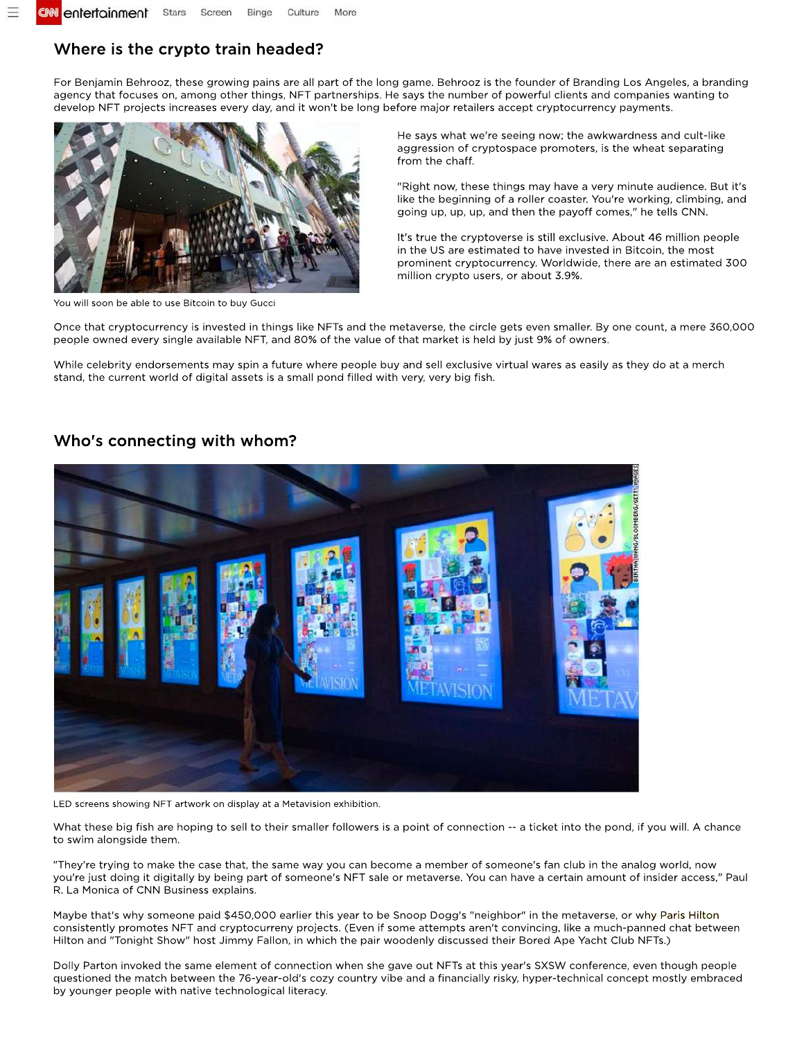## Where is the crypto train headed?

For Benjamin Behrooz, these growing pains are all part of the long game. Behrooz is the founder of Branding Los Angeles, a branding agency that focuses on, among other things, NFT partnerships. He says the number of powerful clients and companies wanting to develop NFT projects increases every day, and it won't be long before major retailers accept cryptocurrency payments.

You will soon be able to use Bitcoin to buy Gucci

He says what we're seeing now; the awkwardness and cult-like aggression of cryptospace promoters, is the wheat separating from the chaff.

"Right now, these things may have a very minute audience. But it's like the beginning of a roller coaster. You're working, climbing, and going up, up, up, and then the payoff comes," he tells CNN.

It's true the cryptoverse is still exclusive. About 46 million people in the US are estimated to have invested in Bitcoin, the most prominent cryptocurrency. Worldwide, there are an estimated 300 million crypto users, or about 3.9%.

Once that cryptocurrency is invested in things like NFTs and the metaverse, the circle gets even smaller. By one count, a mere 360,000 people owned every single available NFT, and 80% of the value of that market is held by just 9% of owners.

While celebrity endorsements may spin a future where people buy and sell exclusive virtual wares as easily as they do at a merch stand, the current world of digital assets is a small pond filled with very, very big fish.

## Who's connecting with whom?

LED screens showing NFT artwork on display at a Metavision exhibition.

What these big fish are hoping to sell to their smaller followers is a point of connection -- a ticket into the pond, if you will. A chance to swim alongside them.

"They're trying to make the case that, the same way you can become a member of someone's fan club in the analog world, now you're just doing it digitally by being part of someone's NFT sale or metaverse. You can have a certain amount of insider access," Paul R. La Monica of CNN Business explains.

Maybe that's why someone paid $450,000 earlier this year to be Snoop Dogg's "neighbor" in the metaverse, or why Paris Hilton consistently promotes NFT and cryptocurreny projects. (Even if some attempts aren't convincing, like a much-panned chat between Hilton and "Tonight Show" host Jimmy Fallon, in which the pair woodenly discussed their Bored Ape Yacht Club NFTs.)

Dolly Parton invoked the same element of connection when she gave out NFTs at this year's SXSW conference, even though people questioned the match between the 76-year-old's cozy country vibe and a financially risky, hyper-technical concept mostly embraced by younger people with native technological literacy.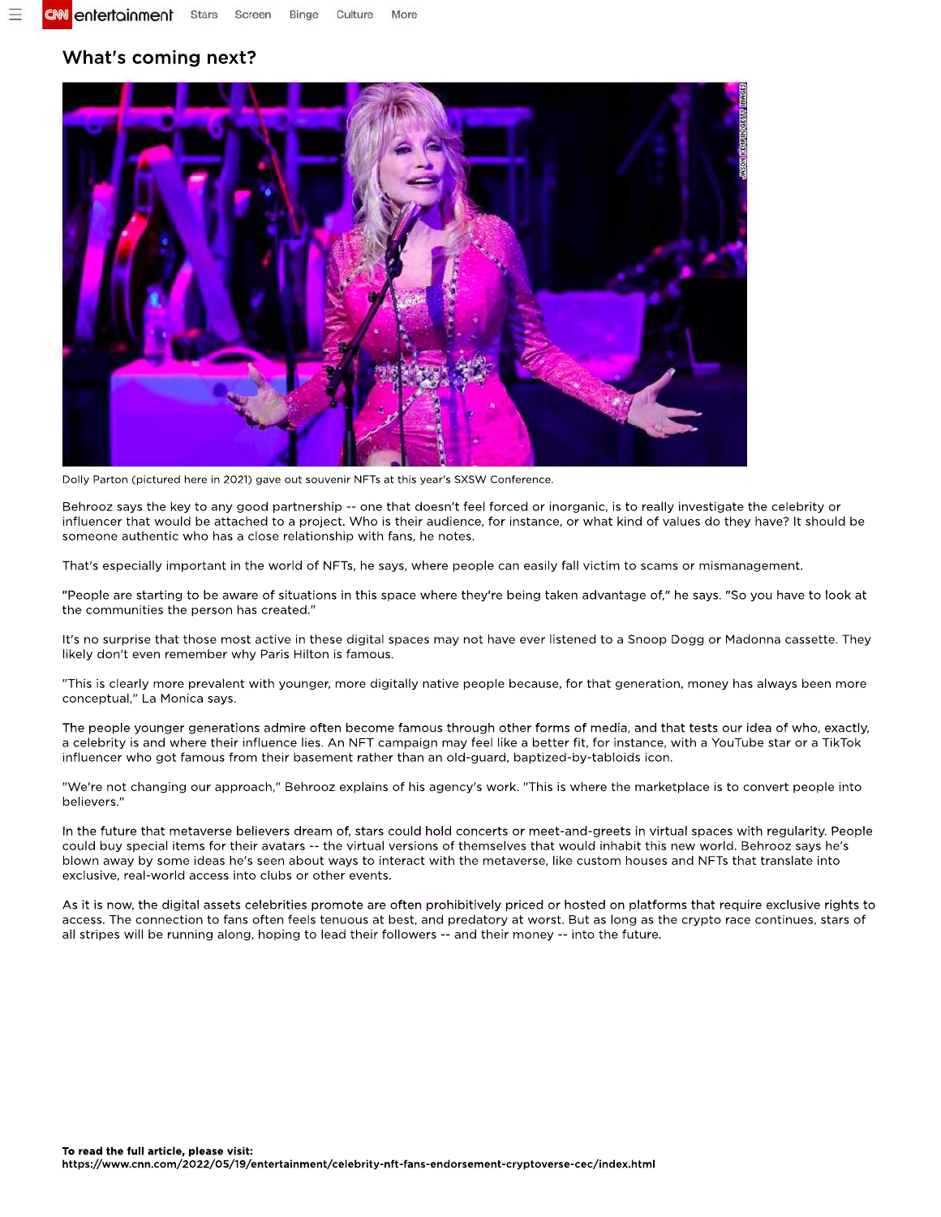## What's coming next?

Dolly Parton (pictured here in 2021) gave out souvenir NFTs at this year's SXSW Conference.

Behrooz says the key to any good partnership -- one that doesn't feel forced or inorganic, is to really investigate the celebrity or influencer that would be attached to a project. Who is their audience, for instance, or what kind of values do they have? It should be someone authentic who has a close relationship with fans, he notes.

That's especially important in the world of NFTs, he says, where people can easily fall victim to scams or mismanagement.

"People are starting to be aware of situations in this space where they're being taken advantage of," he says. "So you have to look at the communities the person has created."

It's no surprise that those most active in these digital spaces may not have ever listened to a Snoop Dogg or Madonna cassette. They likely don't even remember why Paris Hilton is famous.

"This is clearly more prevalent with younger, more digitally native people because, for that generation, money has always been more conceptual," La Monica says.

The people younger generations admire often become famous through other forms of media, and that tests our idea of who, exactly, a celebrity is and where their influence lies. An NFT campaign may feel like a better fit, for instance, with a YouTube star or a TikTok influencer who got famous from their basement rather than an old-guard, baptized-by-tabloids icon.

"We're not changing our approach," Behrooz explains of his agency's work. "This is where the marketplace is to convert people into believers."

In the future that metaverse believers dream of, stars could hold concerts or meet-and-greets in virtual spaces with regularity. People could buy special items for their avatars -- the virtual versions of themselves that would inhabit this new world. Behrooz says he's blown away by some ideas he's seen about ways to interact with the metaverse, like custom houses and NFTs that translate into exclusive, real-world access into clubs or other events.

As it is now, the digital assets celebrities promote are often prohibitively priced or hosted on platforms that require exclusive rights to access. The connection to fans often feels tenuous at best, and predatory at worst. But as long as the crypto race continues, stars of all stripes will be running along, hoping to lead their followers -- and their money -- into the future.

**To read the full article, please visit:**
**https://www.cnn.com/2022/05/19/entertainment/celebrity-nft-fans-endorsement-cryptoverse-cec/index.html**